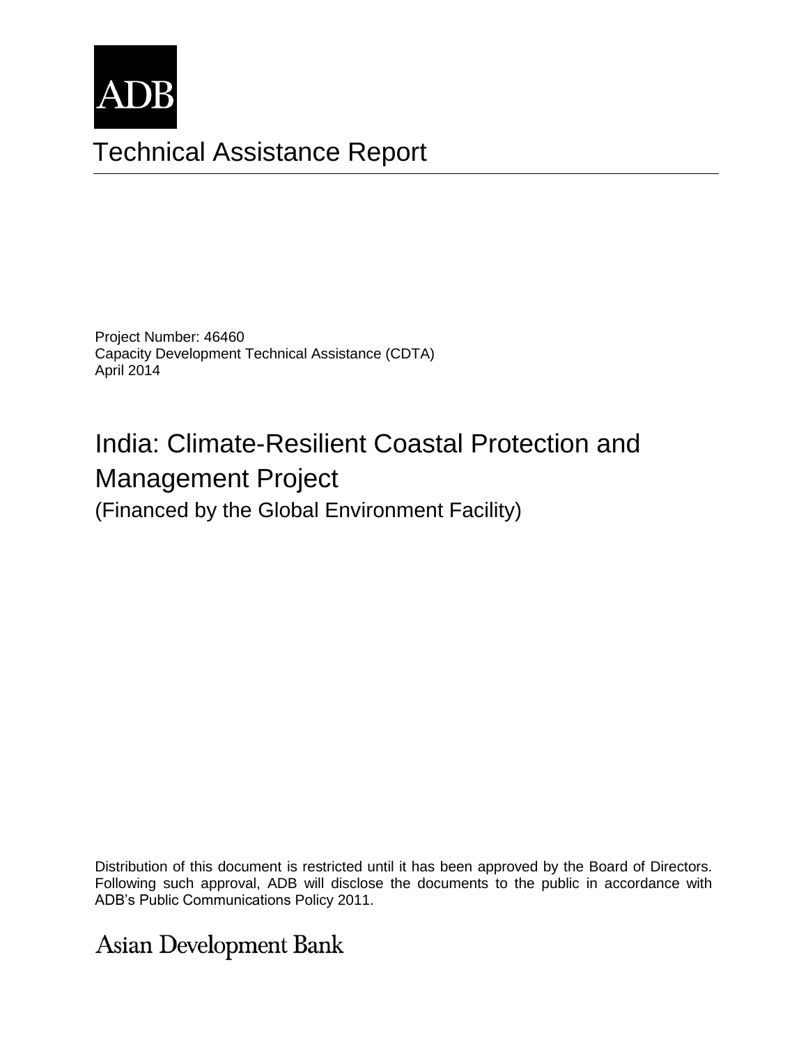ADB

# Technical Assistance Report

Project Number: 46460
Capacity Development Technical Assistance (CDTA)
April 2014

# India: Climate-Resilient Coastal Protection and Management Project

(Financed by the Global Environment Facility)

Distribution of this document is restricted until it has been approved by the Board of Directors. Following such approval, ADB will disclose the documents to the public in accordance with ADB's Public Communications Policy 2011.

Asian Development Bank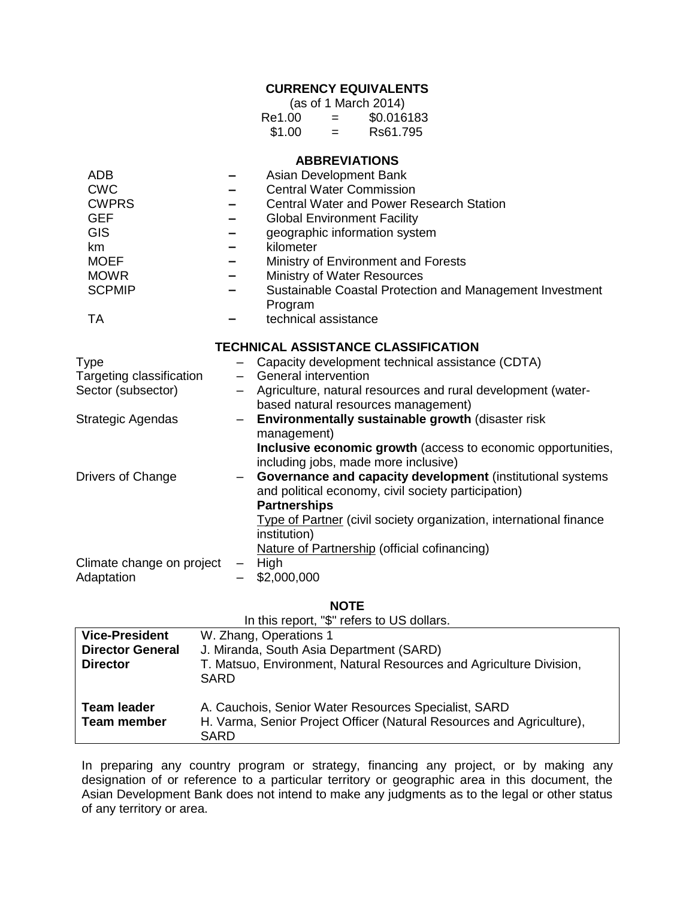## CURRENCY EQUIVALENTS

(as of 1 March 2014)

| | | |
|---|---|---|
| Re1.00 | = | $0.016183 |
| $1.00 | = | Rs61.795 |

## ABBREVIATIONS

| | | |
|---|---|---|
| ADB | – | Asian Development Bank |
| CWC | – | Central Water Commission |
| CWPRS | – | Central Water and Power Research Station |
| GEF | – | Global Environment Facility |
| GIS | – | geographic information system |
| km | – | kilometer |
| MOEF | – | Ministry of Environment and Forests |
| MOWR | – | Ministry of Water Resources |
| SCPMIP | – | Sustainable Coastal Protection and Management Investment Program |
| TA | – | technical assistance |

## TECHNICAL ASSISTANCE CLASSIFICATION

| | | |
|---|---|---|
| Type | – | Capacity development technical assistance (CDTA) |
| Targeting classification | – | General intervention |
| Sector (subsector) | – | Agriculture, natural resources and rural development (water-based natural resources management) |
| Strategic Agendas | – | **Environmentally sustainable growth** (disaster risk management)<br>**Inclusive economic growth** (access to economic opportunities, including jobs, made more inclusive) |
| Drivers of Change | – | **Governance and capacity development** (institutional systems and political economy, civil society participation)<br>**Partnerships**<br>Type of Partner (civil society organization, international finance institution)<br>Nature of Partnership (official cofinancing) |
| Climate change on project | – | High |
| Adaptation | – | $2,000,000 |

## NOTE

In this report, "$" refers to US dollars.

| | |
|---|---|
| **Vice-President** | W. Zhang, Operations 1 |
| **Director General** | J. Miranda, South Asia Department (SARD) |
| **Director** | T. Matsuo, Environment, Natural Resources and Agriculture Division, SARD |
| **Team leader** | A. Cauchois, Senior Water Resources Specialist, SARD |
| **Team member** | H. Varma, Senior Project Officer (Natural Resources and Agriculture), SARD |

In preparing any country program or strategy, financing any project, or by making any designation of or reference to a particular territory or geographic area in this document, the Asian Development Bank does not intend to make any judgments as to the legal or other status of any territory or area.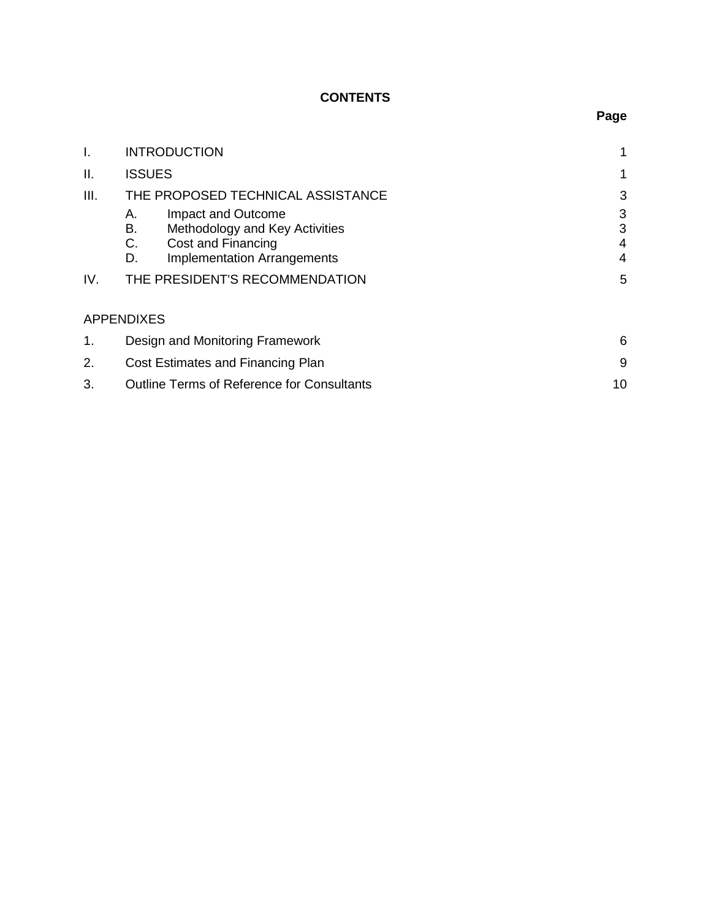# CONTENTS

| | | Page |
|---|---|---|
| I. | INTRODUCTION | 1 |
| II. | ISSUES | 1 |
| III. | THE PROPOSED TECHNICAL ASSISTANCE | 3 |
| | A. Impact and Outcome | 3 |
| | B. Methodology and Key Activities | 3 |
| | C. Cost and Financing | 4 |
| | D. Implementation Arrangements | 4 |
| IV. | THE PRESIDENT'S RECOMMENDATION | 5 |

APPENDIXES

| | | |
|---|---|---|
| 1. | Design and Monitoring Framework | 6 |
| 2. | Cost Estimates and Financing Plan | 9 |
| 3. | Outline Terms of Reference for Consultants | 10 |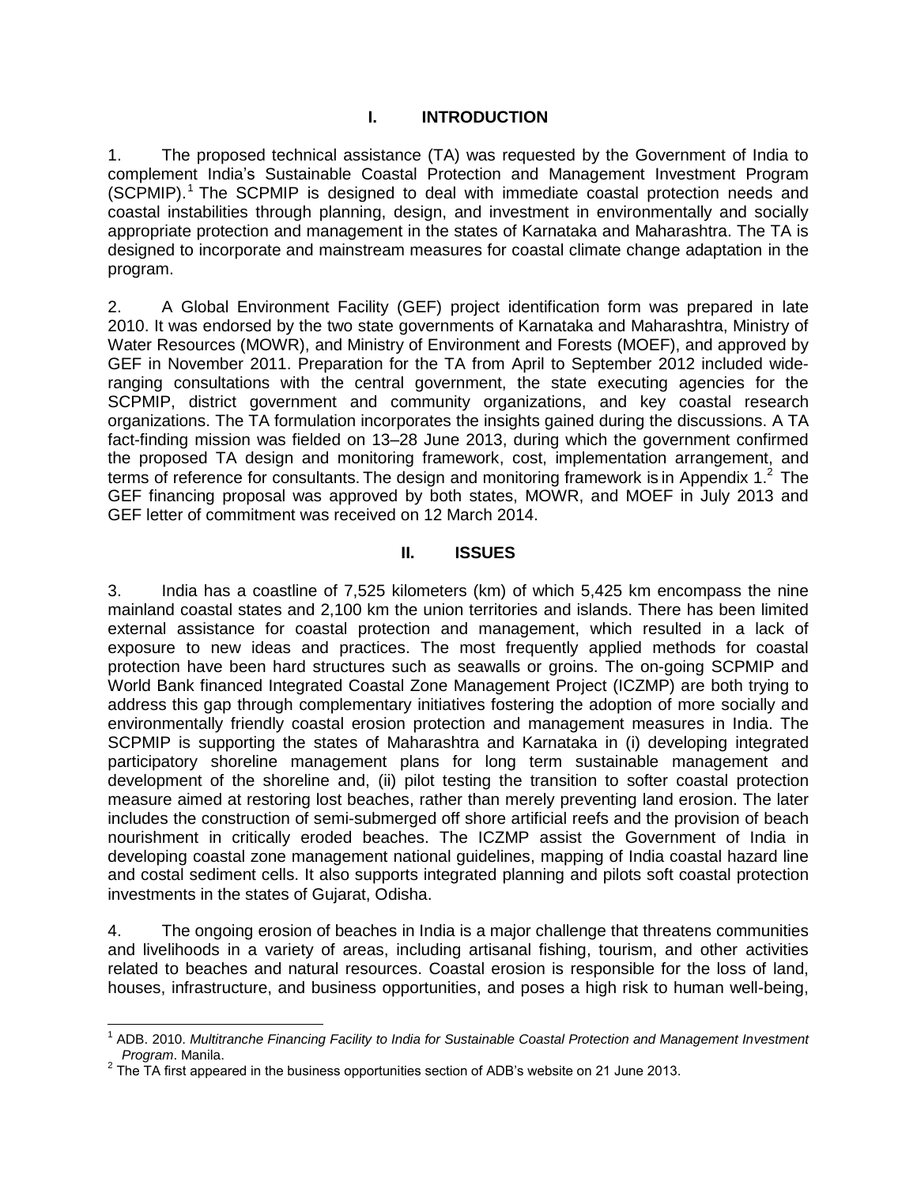## I. INTRODUCTION

1. The proposed technical assistance (TA) was requested by the Government of India to complement India's Sustainable Coastal Protection and Management Investment Program (SCPMIP).[1] The SCPMIP is designed to deal with immediate coastal protection needs and coastal instabilities through planning, design, and investment in environmentally and socially appropriate protection and management in the states of Karnataka and Maharashtra. The TA is designed to incorporate and mainstream measures for coastal climate change adaptation in the program.

2. A Global Environment Facility (GEF) project identification form was prepared in late 2010. It was endorsed by the two state governments of Karnataka and Maharashtra, Ministry of Water Resources (MOWR), and Ministry of Environment and Forests (MOEF), and approved by GEF in November 2011. Preparation for the TA from April to September 2012 included wide-ranging consultations with the central government, the state executing agencies for the SCPMIP, district government and community organizations, and key coastal research organizations. The TA formulation incorporates the insights gained during the discussions. A TA fact-finding mission was fielded on 13–28 June 2013, during which the government confirmed the proposed TA design and monitoring framework, cost, implementation arrangement, and terms of reference for consultants. The design and monitoring framework is in Appendix 1.[2] The GEF financing proposal was approved by both states, MOWR, and MOEF in July 2013 and GEF letter of commitment was received on 12 March 2014.

## II. ISSUES

3. India has a coastline of 7,525 kilometers (km) of which 5,425 km encompass the nine mainland coastal states and 2,100 km the union territories and islands. There has been limited external assistance for coastal protection and management, which resulted in a lack of exposure to new ideas and practices. The most frequently applied methods for coastal protection have been hard structures such as seawalls or groins. The on-going SCPMIP and World Bank financed Integrated Coastal Zone Management Project (ICZMP) are both trying to address this gap through complementary initiatives fostering the adoption of more socially and environmentally friendly coastal erosion protection and management measures in India. The SCPMIP is supporting the states of Maharashtra and Karnataka in (i) developing integrated participatory shoreline management plans for long term sustainable management and development of the shoreline and, (ii) pilot testing the transition to softer coastal protection measure aimed at restoring lost beaches, rather than merely preventing land erosion. The later includes the construction of semi-submerged off shore artificial reefs and the provision of beach nourishment in critically eroded beaches. The ICZMP assist the Government of India in developing coastal zone management national guidelines, mapping of India coastal hazard line and costal sediment cells. It also supports integrated planning and pilots soft coastal protection investments in the states of Gujarat, Odisha.

4. The ongoing erosion of beaches in India is a major challenge that threatens communities and livelihoods in a variety of areas, including artisanal fishing, tourism, and other activities related to beaches and natural resources. Coastal erosion is responsible for the loss of land, houses, infrastructure, and business opportunities, and poses a high risk to human well-being,

---

[1] ADB. 2010. *Multitranche Financing Facility to India for Sustainable Coastal Protection and Management Investment Program*. Manila.

[2] The TA first appeared in the business opportunities section of ADB's website on 21 June 2013.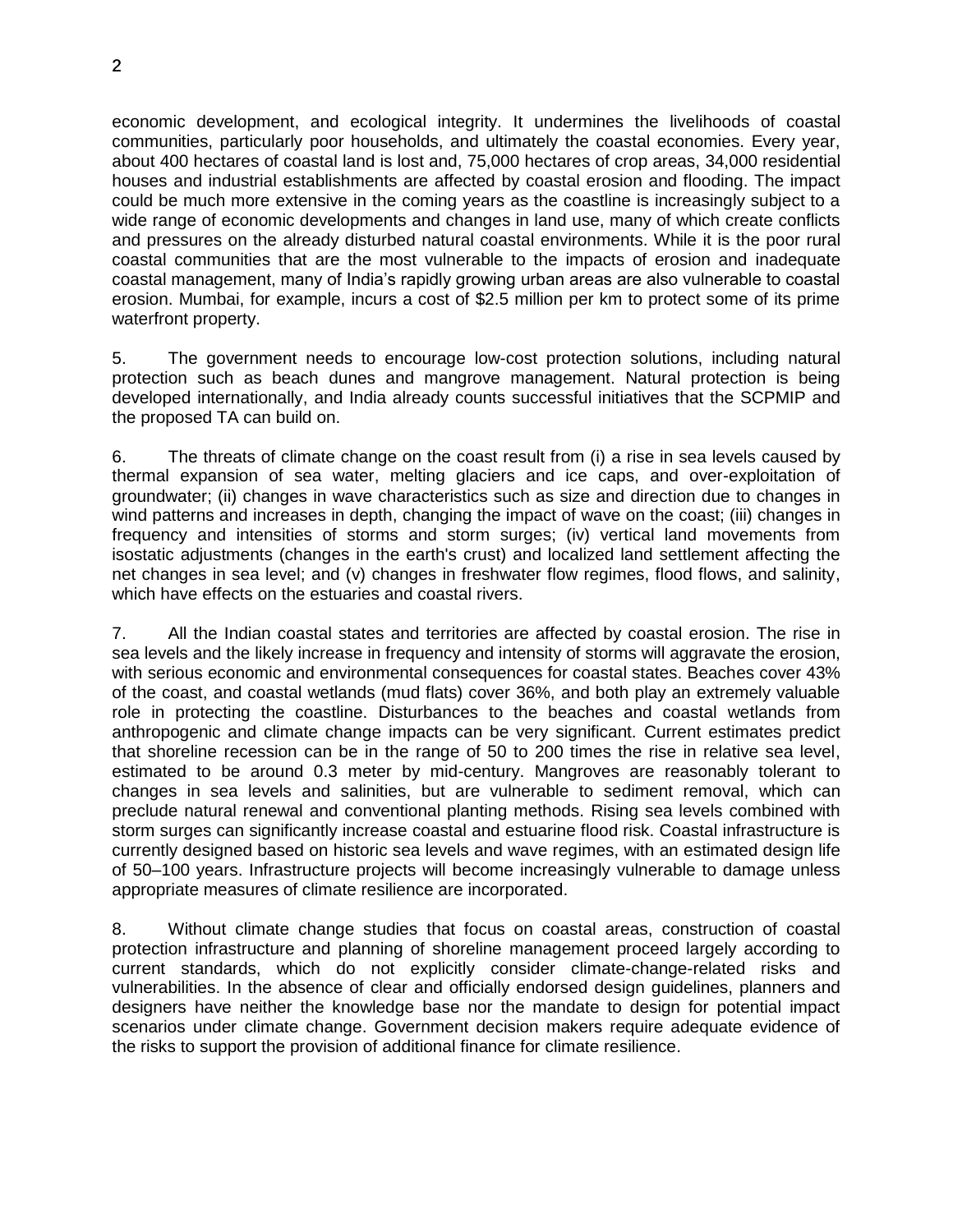economic development, and ecological integrity. It undermines the livelihoods of coastal communities, particularly poor households, and ultimately the coastal economies. Every year, about 400 hectares of coastal land is lost and, 75,000 hectares of crop areas, 34,000 residential houses and industrial establishments are affected by coastal erosion and flooding. The impact could be much more extensive in the coming years as the coastline is increasingly subject to a wide range of economic developments and changes in land use, many of which create conflicts and pressures on the already disturbed natural coastal environments. While it is the poor rural coastal communities that are the most vulnerable to the impacts of erosion and inadequate coastal management, many of India's rapidly growing urban areas are also vulnerable to coastal erosion. Mumbai, for example, incurs a cost of $2.5 million per km to protect some of its prime waterfront property.

5. The government needs to encourage low-cost protection solutions, including natural protection such as beach dunes and mangrove management. Natural protection is being developed internationally, and India already counts successful initiatives that the SCPMIP and the proposed TA can build on.

6. The threats of climate change on the coast result from (i) a rise in sea levels caused by thermal expansion of sea water, melting glaciers and ice caps, and over-exploitation of groundwater; (ii) changes in wave characteristics such as size and direction due to changes in wind patterns and increases in depth, changing the impact of wave on the coast; (iii) changes in frequency and intensities of storms and storm surges; (iv) vertical land movements from isostatic adjustments (changes in the earth's crust) and localized land settlement affecting the net changes in sea level; and (v) changes in freshwater flow regimes, flood flows, and salinity, which have effects on the estuaries and coastal rivers.

7. All the Indian coastal states and territories are affected by coastal erosion. The rise in sea levels and the likely increase in frequency and intensity of storms will aggravate the erosion, with serious economic and environmental consequences for coastal states. Beaches cover 43% of the coast, and coastal wetlands (mud flats) cover 36%, and both play an extremely valuable role in protecting the coastline. Disturbances to the beaches and coastal wetlands from anthropogenic and climate change impacts can be very significant. Current estimates predict that shoreline recession can be in the range of 50 to 200 times the rise in relative sea level, estimated to be around 0.3 meter by mid-century. Mangroves are reasonably tolerant to changes in sea levels and salinities, but are vulnerable to sediment removal, which can preclude natural renewal and conventional planting methods. Rising sea levels combined with storm surges can significantly increase coastal and estuarine flood risk. Coastal infrastructure is currently designed based on historic sea levels and wave regimes, with an estimated design life of 50–100 years. Infrastructure projects will become increasingly vulnerable to damage unless appropriate measures of climate resilience are incorporated.

8. Without climate change studies that focus on coastal areas, construction of coastal protection infrastructure and planning of shoreline management proceed largely according to current standards, which do not explicitly consider climate-change-related risks and vulnerabilities. In the absence of clear and officially endorsed design guidelines, planners and designers have neither the knowledge base nor the mandate to design for potential impact scenarios under climate change. Government decision makers require adequate evidence of the risks to support the provision of additional finance for climate resilience.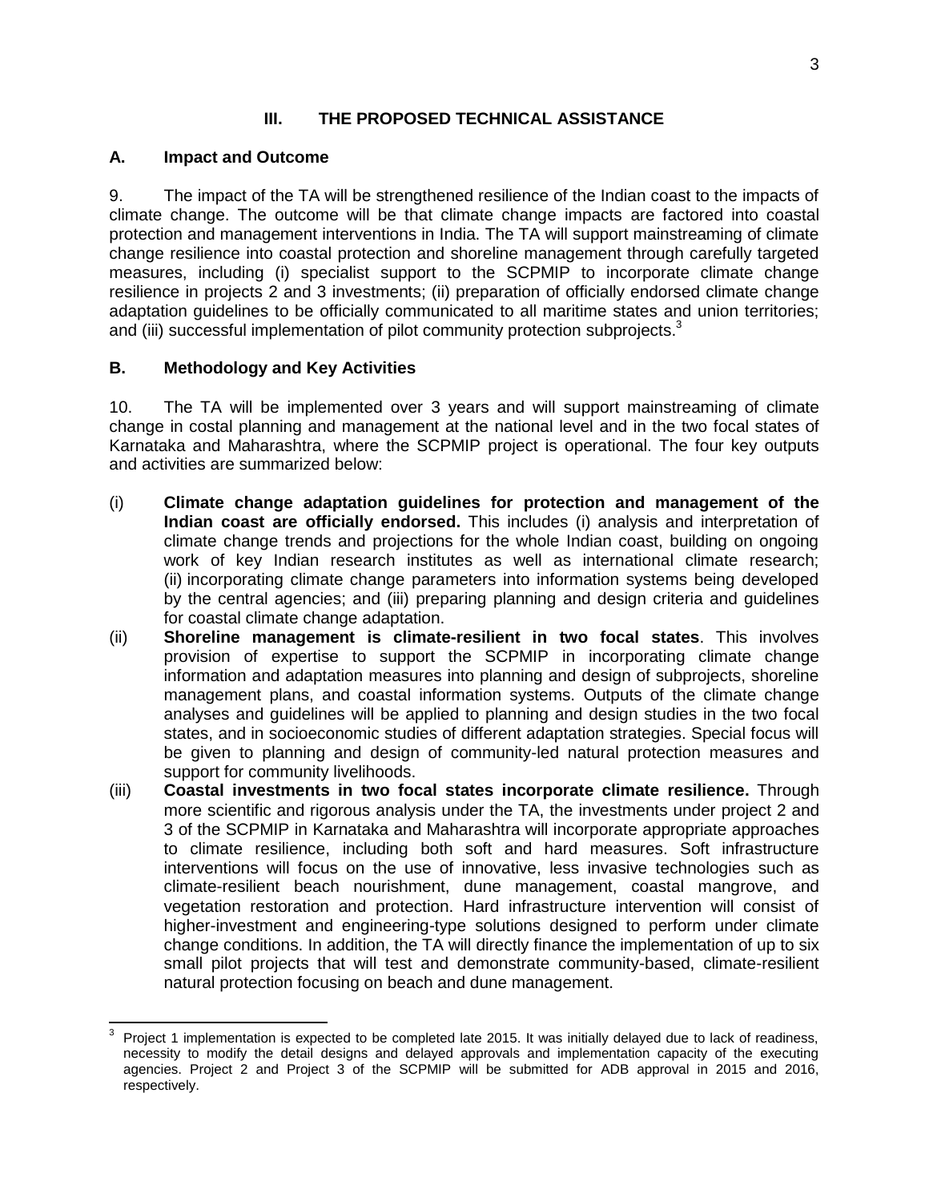## III. THE PROPOSED TECHNICAL ASSISTANCE

### A. Impact and Outcome

9. The impact of the TA will be strengthened resilience of the Indian coast to the impacts of climate change. The outcome will be that climate change impacts are factored into coastal protection and management interventions in India. The TA will support mainstreaming of climate change resilience into coastal protection and shoreline management through carefully targeted measures, including (i) specialist support to the SCPMIP to incorporate climate change resilience in projects 2 and 3 investments; (ii) preparation of officially endorsed climate change adaptation guidelines to be officially communicated to all maritime states and union territories; and (iii) successful implementation of pilot community protection subprojects.[3]

### B. Methodology and Key Activities

10. The TA will be implemented over 3 years and will support mainstreaming of climate change in costal planning and management at the national level and in the two focal states of Karnataka and Maharashtra, where the SCPMIP project is operational. The four key outputs and activities are summarized below:

(i) **Climate change adaptation guidelines for protection and management of the Indian coast are officially endorsed.** This includes (i) analysis and interpretation of climate change trends and projections for the whole Indian coast, building on ongoing work of key Indian research institutes as well as international climate research; (ii) incorporating climate change parameters into information systems being developed by the central agencies; and (iii) preparing planning and design criteria and guidelines for coastal climate change adaptation.

(ii) **Shoreline management is climate-resilient in two focal states**. This involves provision of expertise to support the SCPMIP in incorporating climate change information and adaptation measures into planning and design of subprojects, shoreline management plans, and coastal information systems. Outputs of the climate change analyses and guidelines will be applied to planning and design studies in the two focal states, and in socioeconomic studies of different adaptation strategies. Special focus will be given to planning and design of community-led natural protection measures and support for community livelihoods.

(iii) **Coastal investments in two focal states incorporate climate resilience.** Through more scientific and rigorous analysis under the TA, the investments under project 2 and 3 of the SCPMIP in Karnataka and Maharashtra will incorporate appropriate approaches to climate resilience, including both soft and hard measures. Soft infrastructure interventions will focus on the use of innovative, less invasive technologies such as climate-resilient beach nourishment, dune management, coastal mangrove, and vegetation restoration and protection. Hard infrastructure intervention will consist of higher-investment and engineering-type solutions designed to perform under climate change conditions. In addition, the TA will directly finance the implementation of up to six small pilot projects that will test and demonstrate community-based, climate-resilient natural protection focusing on beach and dune management.

---

[3] Project 1 implementation is expected to be completed late 2015. It was initially delayed due to lack of readiness, necessity to modify the detail designs and delayed approvals and implementation capacity of the executing agencies. Project 2 and Project 3 of the SCPMIP will be submitted for ADB approval in 2015 and 2016, respectively.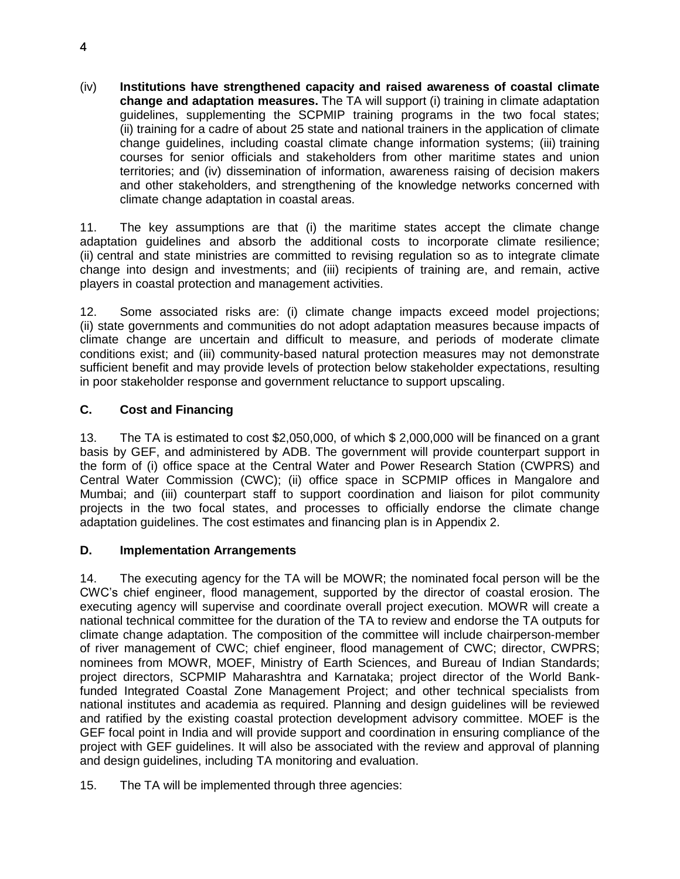(iv) **Institutions have strengthened capacity and raised awareness of coastal climate change and adaptation measures.** The TA will support (i) training in climate adaptation guidelines, supplementing the SCPMIP training programs in the two focal states; (ii) training for a cadre of about 25 state and national trainers in the application of climate change guidelines, including coastal climate change information systems; (iii) training courses for senior officials and stakeholders from other maritime states and union territories; and (iv) dissemination of information, awareness raising of decision makers and other stakeholders, and strengthening of the knowledge networks concerned with climate change adaptation in coastal areas.

11. The key assumptions are that (i) the maritime states accept the climate change adaptation guidelines and absorb the additional costs to incorporate climate resilience; (ii) central and state ministries are committed to revising regulation so as to integrate climate change into design and investments; and (iii) recipients of training are, and remain, active players in coastal protection and management activities.

12. Some associated risks are: (i) climate change impacts exceed model projections; (ii) state governments and communities do not adopt adaptation measures because impacts of climate change are uncertain and difficult to measure, and periods of moderate climate conditions exist; and (iii) community-based natural protection measures may not demonstrate sufficient benefit and may provide levels of protection below stakeholder expectations, resulting in poor stakeholder response and government reluctance to support upscaling.

## C. Cost and Financing

13. The TA is estimated to cost $2,050,000, of which $ 2,000,000 will be financed on a grant basis by GEF, and administered by ADB. The government will provide counterpart support in the form of (i) office space at the Central Water and Power Research Station (CWPRS) and Central Water Commission (CWC); (ii) office space in SCPMIP offices in Mangalore and Mumbai; and (iii) counterpart staff to support coordination and liaison for pilot community projects in the two focal states, and processes to officially endorse the climate change adaptation guidelines. The cost estimates and financing plan is in Appendix 2.

## D. Implementation Arrangements

14. The executing agency for the TA will be MOWR; the nominated focal person will be the CWC's chief engineer, flood management, supported by the director of coastal erosion. The executing agency will supervise and coordinate overall project execution. MOWR will create a national technical committee for the duration of the TA to review and endorse the TA outputs for climate change adaptation. The composition of the committee will include chairperson-member of river management of CWC; chief engineer, flood management of CWC; director, CWPRS; nominees from MOWR, MOEF, Ministry of Earth Sciences, and Bureau of Indian Standards; project directors, SCPMIP Maharashtra and Karnataka; project director of the World Bank-funded Integrated Coastal Zone Management Project; and other technical specialists from national institutes and academia as required. Planning and design guidelines will be reviewed and ratified by the existing coastal protection development advisory committee. MOEF is the GEF focal point in India and will provide support and coordination in ensuring compliance of the project with GEF guidelines. It will also be associated with the review and approval of planning and design guidelines, including TA monitoring and evaluation.

15. The TA will be implemented through three agencies: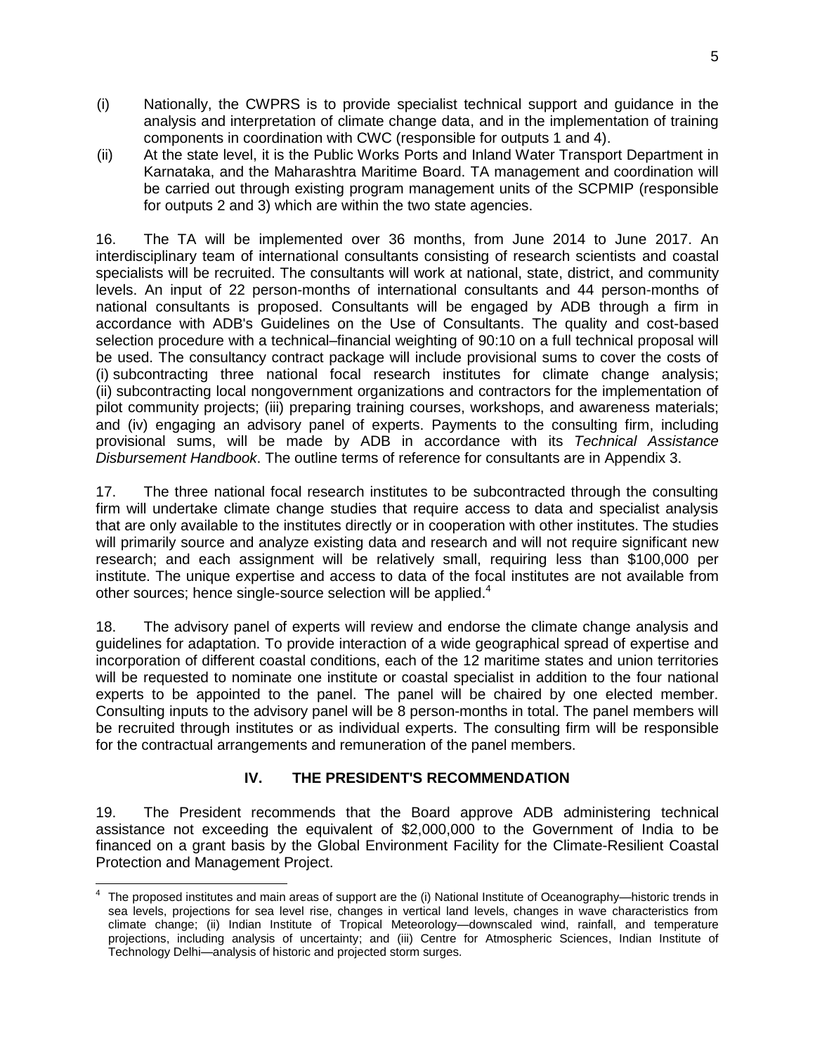(i) Nationally, the CWPRS is to provide specialist technical support and guidance in the analysis and interpretation of climate change data, and in the implementation of training components in coordination with CWC (responsible for outputs 1 and 4).

(ii) At the state level, it is the Public Works Ports and Inland Water Transport Department in Karnataka, and the Maharashtra Maritime Board. TA management and coordination will be carried out through existing program management units of the SCPMIP (responsible for outputs 2 and 3) which are within the two state agencies.

16. The TA will be implemented over 36 months, from June 2014 to June 2017. An interdisciplinary team of international consultants consisting of research scientists and coastal specialists will be recruited. The consultants will work at national, state, district, and community levels. An input of 22 person-months of international consultants and 44 person-months of national consultants is proposed. Consultants will be engaged by ADB through a firm in accordance with ADB's Guidelines on the Use of Consultants. The quality and cost-based selection procedure with a technical–financial weighting of 90:10 on a full technical proposal will be used. The consultancy contract package will include provisional sums to cover the costs of (i) subcontracting three national focal research institutes for climate change analysis; (ii) subcontracting local nongovernment organizations and contractors for the implementation of pilot community projects; (iii) preparing training courses, workshops, and awareness materials; and (iv) engaging an advisory panel of experts. Payments to the consulting firm, including provisional sums, will be made by ADB in accordance with its *Technical Assistance Disbursement Handbook*. The outline terms of reference for consultants are in Appendix 3.

17. The three national focal research institutes to be subcontracted through the consulting firm will undertake climate change studies that require access to data and specialist analysis that are only available to the institutes directly or in cooperation with other institutes. The studies will primarily source and analyze existing data and research and will not require significant new research; and each assignment will be relatively small, requiring less than $100,000 per institute. The unique expertise and access to data of the focal institutes are not available from other sources; hence single-source selection will be applied.[4]

18. The advisory panel of experts will review and endorse the climate change analysis and guidelines for adaptation. To provide interaction of a wide geographical spread of expertise and incorporation of different coastal conditions, each of the 12 maritime states and union territories will be requested to nominate one institute or coastal specialist in addition to the four national experts to be appointed to the panel. The panel will be chaired by one elected member. Consulting inputs to the advisory panel will be 8 person-months in total. The panel members will be recruited through institutes or as individual experts. The consulting firm will be responsible for the contractual arrangements and remuneration of the panel members.

## IV. THE PRESIDENT'S RECOMMENDATION

19. The President recommends that the Board approve ADB administering technical assistance not exceeding the equivalent of $2,000,000 to the Government of India to be financed on a grant basis by the Global Environment Facility for the Climate-Resilient Coastal Protection and Management Project.

---

[4] The proposed institutes and main areas of support are the (i) National Institute of Oceanography—historic trends in sea levels, projections for sea level rise, changes in vertical land levels, changes in wave characteristics from climate change; (ii) Indian Institute of Tropical Meteorology—downscaled wind, rainfall, and temperature projections, including analysis of uncertainty; and (iii) Centre for Atmospheric Sciences, Indian Institute of Technology Delhi—analysis of historic and projected storm surges.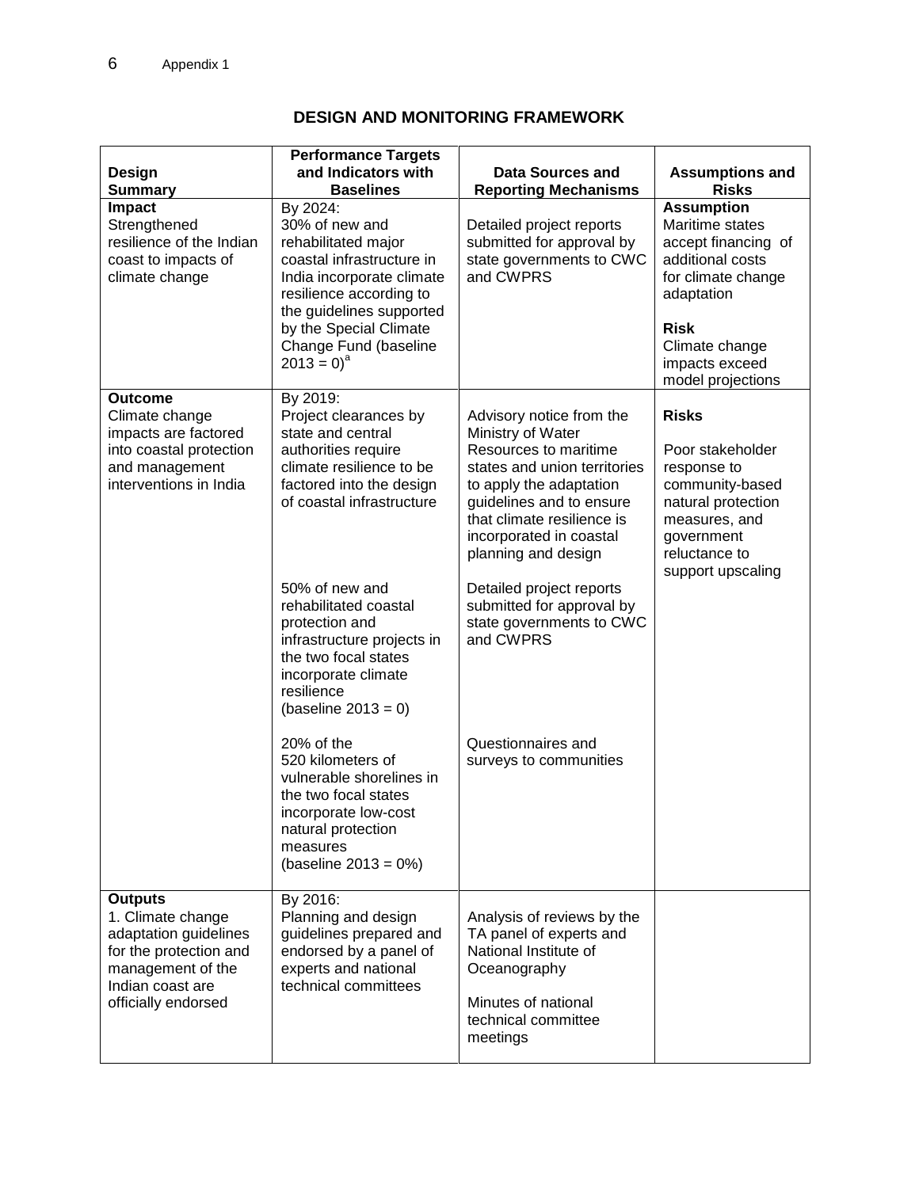## DESIGN AND MONITORING FRAMEWORK

| Design Summary | Performance Targets and Indicators with Baselines | Data Sources and Reporting Mechanisms | Assumptions and Risks |
|---|---|---|---|
| **Impact**<br>Strengthened resilience of the Indian coast to impacts of climate change | By 2024:<br>30% of new and rehabilitated major coastal infrastructure in India incorporate climate resilience according to the guidelines supported by the Special Climate Change Fund (baseline 2013 = 0)[a] | Detailed project reports submitted for approval by state governments to CWC and CWPRS | **Assumption**<br>Maritime states accept financing of additional costs for climate change adaptation<br><br>**Risk**<br>Climate change impacts exceed model projections |
| **Outcome**<br>Climate change impacts are factored into coastal protection and management interventions in India | By 2019:<br>Project clearances by state and central authorities require climate resilience to be factored into the design of coastal infrastructure<br><br>50% of new and rehabilitated coastal protection and infrastructure projects in the two focal states incorporate climate resilience (baseline 2013 = 0)<br><br>20% of the 520 kilometers of vulnerable shorelines in the two focal states incorporate low-cost natural protection measures (baseline 2013 = 0%) | Advisory notice from the Ministry of Water Resources to maritime states and union territories to apply the adaptation guidelines and to ensure that climate resilience is incorporated in coastal planning and design<br><br>Detailed project reports submitted for approval by state governments to CWC and CWPRS<br><br>Questionnaires and surveys to communities | **Risks**<br><br>Poor stakeholder response to community-based natural protection measures, and government reluctance to support upscaling |
| **Outputs**<br>1. Climate change adaptation guidelines for the protection and management of the Indian coast are officially endorsed | By 2016:<br>Planning and design guidelines prepared and endorsed by a panel of experts and national technical committees | Analysis of reviews by the TA panel of experts and National Institute of Oceanography<br><br>Minutes of national technical committee meetings | |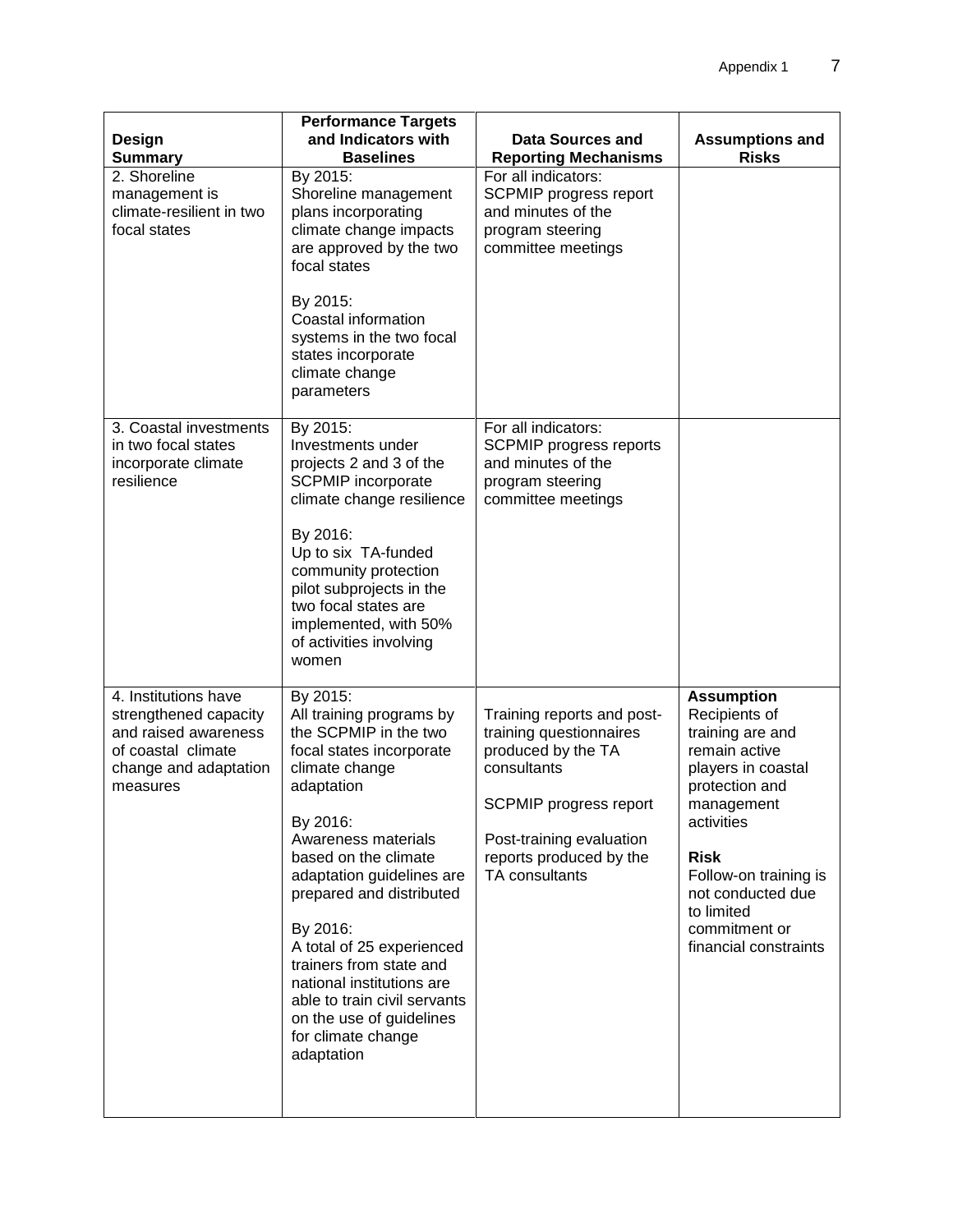| Design Summary | Performance Targets and Indicators with Baselines | Data Sources and Reporting Mechanisms | Assumptions and Risks |
|---|---|---|---|
| 2. Shoreline management is climate-resilient in two focal states | By 2015:<br>Shoreline management plans incorporating climate change impacts are approved by the two focal states<br><br>By 2015:<br>Coastal information systems in the two focal states incorporate climate change parameters | For all indicators:<br>SCPMIP progress report and minutes of the program steering committee meetings | |
| 3. Coastal investments in two focal states incorporate climate resilience | By 2015:<br>Investments under projects 2 and 3 of the SCPMIP incorporate climate change resilience<br><br>By 2016:<br>Up to six TA-funded community protection pilot subprojects in the two focal states are implemented, with 50% of activities involving women | For all indicators:<br>SCPMIP progress reports and minutes of the program steering committee meetings | |
| 4. Institutions have strengthened capacity and raised awareness of coastal climate change and adaptation measures | By 2015:<br>All training programs by the SCPMIP in the two focal states incorporate climate change adaptation<br><br>By 2016:<br>Awareness materials based on the climate adaptation guidelines are prepared and distributed<br><br>By 2016:<br>A total of 25 experienced trainers from state and national institutions are able to train civil servants on the use of guidelines for climate change adaptation | Training reports and post-training questionnaires produced by the TA consultants<br><br>SCPMIP progress report<br><br>Post-training evaluation reports produced by the TA consultants | **Assumption**<br>Recipients of training are and remain active players in coastal protection and management activities<br><br>**Risk**<br>Follow-on training is not conducted due to limited commitment or financial constraints |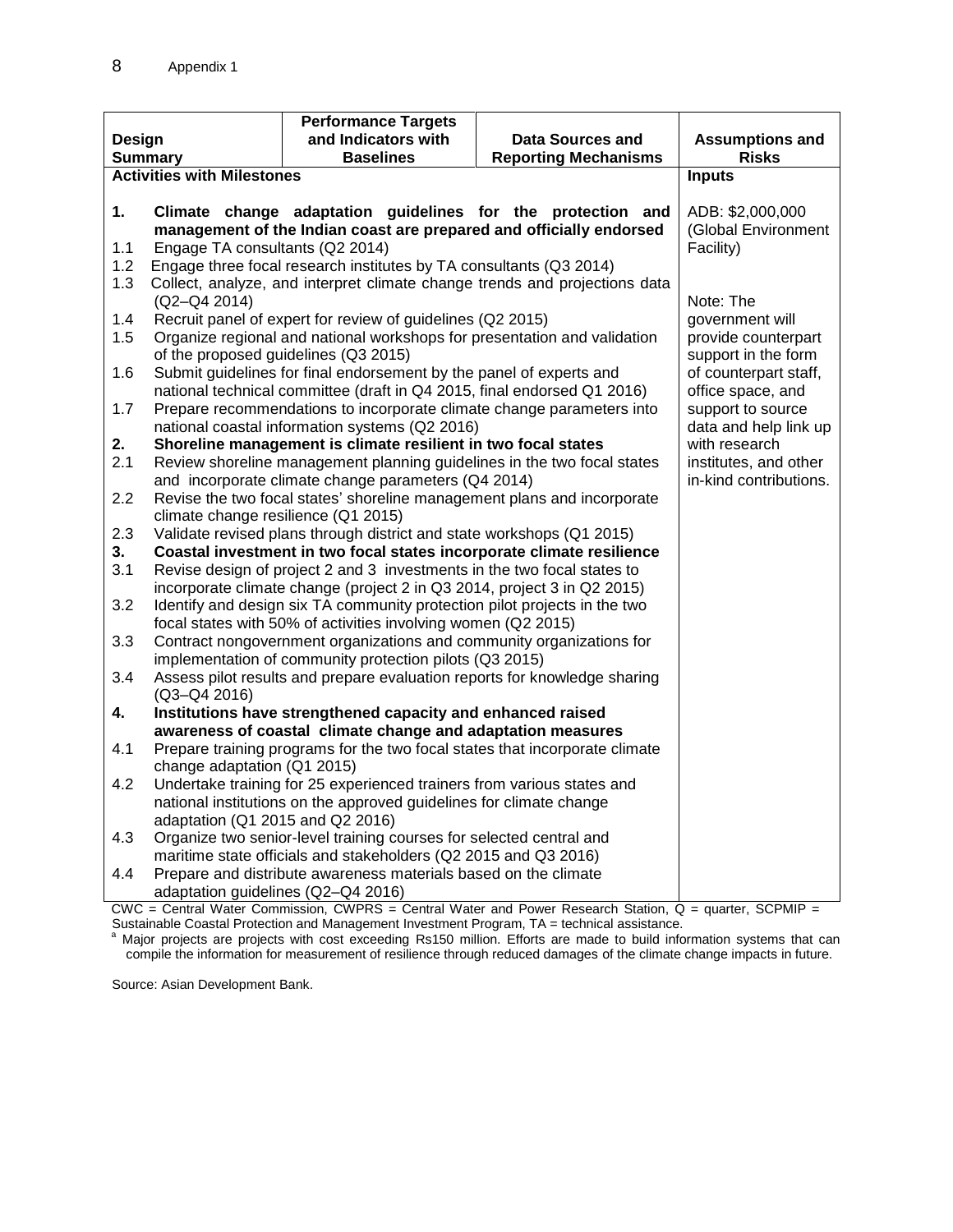| Design Summary | Performance Targets and Indicators with Baselines | Data Sources and Reporting Mechanisms | Assumptions and Risks |
|---|---|---|---|
| **Activities with Milestones** | | | **Inputs** |
| **1. Climate change adaptation guidelines for the protection and management of the Indian coast are prepared and officially endorsed**<br>1.1 Engage TA consultants (Q2 2014)<br>1.2 Engage three focal research institutes by TA consultants (Q3 2014)<br>1.3 Collect, analyze, and interpret climate change trends and projections data (Q2–Q4 2014)<br>1.4 Recruit panel of expert for review of guidelines (Q2 2015)<br>1.5 Organize regional and national workshops for presentation and validation of the proposed guidelines (Q3 2015)<br>1.6 Submit guidelines for final endorsement by the panel of experts and national technical committee (draft in Q4 2015, final endorsed Q1 2016)<br>1.7 Prepare recommendations to incorporate climate change parameters into national coastal information systems (Q2 2016)<br>**2. Shoreline management is climate resilient in two focal states**<br>2.1 Review shoreline management planning guidelines in the two focal states and incorporate climate change parameters (Q4 2014)<br>2.2 Revise the two focal states' shoreline management plans and incorporate climate change resilience (Q1 2015)<br>2.3 Validate revised plans through district and state workshops (Q1 2015)<br>**3. Coastal investment in two focal states incorporate climate resilience**<br>3.1 Revise design of project 2 and 3 investments in the two focal states to incorporate climate change (project 2 in Q3 2014, project 3 in Q2 2015)<br>3.2 Identify and design six TA community protection pilot projects in the two focal states with 50% of activities involving women (Q2 2015)<br>3.3 Contract nongovernment organizations and community organizations for implementation of community protection pilots (Q3 2015)<br>3.4 Assess pilot results and prepare evaluation reports for knowledge sharing (Q3–Q4 2016)<br>**4. Institutions have strengthened capacity and enhanced raised awareness of coastal climate change and adaptation measures**<br>4.1 Prepare training programs for the two focal states that incorporate climate change adaptation (Q1 2015)<br>4.2 Undertake training for 25 experienced trainers from various states and national institutions on the approved guidelines for climate change adaptation (Q1 2015 and Q2 2016)<br>4.3 Organize two senior-level training courses for selected central and maritime state officials and stakeholders (Q2 2015 and Q3 2016)<br>4.4 Prepare and distribute awareness materials based on the climate adaptation guidelines (Q2–Q4 2016) | | | ADB: $2,000,000 (Global Environment Facility)<br><br>Note: The government will provide counterpart support in the form of counterpart staff, office space, and support to source data and help link up with research institutes, and other in-kind contributions. |

CWC = Central Water Commission, CWPRS = Central Water and Power Research Station, Q = quarter, SCPMIP = Sustainable Coastal Protection and Management Investment Program, TA = technical assistance.

[a] Major projects are projects with cost exceeding Rs150 million. Efforts are made to build information systems that can compile the information for measurement of resilience through reduced damages of the climate change impacts in future.

Source: Asian Development Bank.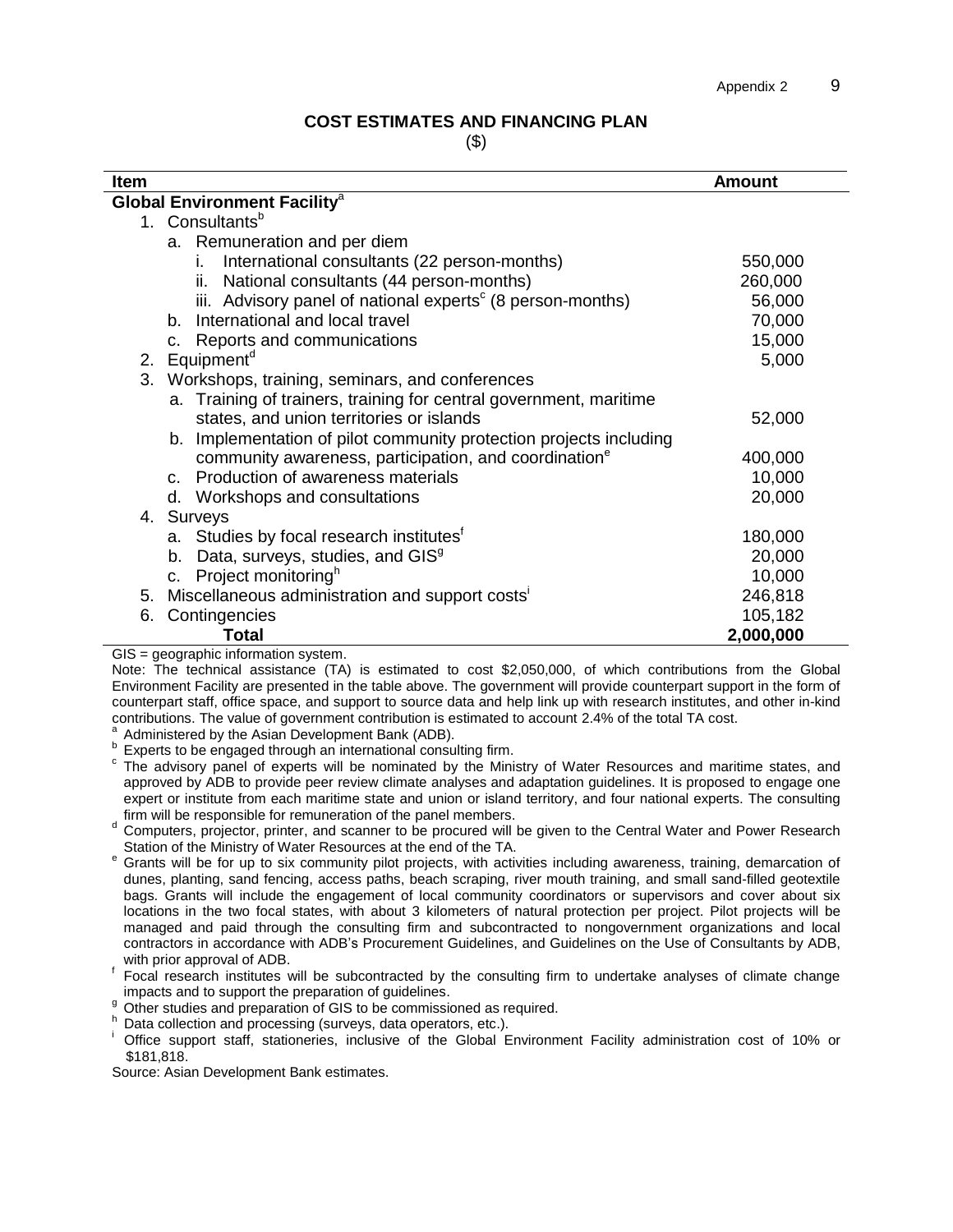## COST ESTIMATES AND FINANCING PLAN

($)

| Item | Amount |
|---|---|
| **Global Environment Facility**[a] | |
| 1. Consultants[b] | |
| a. Remuneration and per diem | |
| i. International consultants (22 person-months) | 550,000 |
| ii. National consultants (44 person-months) | 260,000 |
| iii. Advisory panel of national experts[c] (8 person-months) | 56,000 |
| b. International and local travel | 70,000 |
| c. Reports and communications | 15,000 |
| 2. Equipment[d] | 5,000 |
| 3. Workshops, training, seminars, and conferences | |
| a. Training of trainers, training for central government, maritime states, and union territories or islands | 52,000 |
| b. Implementation of pilot community protection projects including community awareness, participation, and coordination[e] | 400,000 |
| c. Production of awareness materials | 10,000 |
| d. Workshops and consultations | 20,000 |
| 4. Surveys | |
| a. Studies by focal research institutes[f] | 180,000 |
| b. Data, surveys, studies, and GIS[g] | 20,000 |
| c. Project monitoring[h] | 10,000 |
| 5. Miscellaneous administration and support costs[i] | 246,818 |
| 6. Contingencies | 105,182 |
| **Total** | **2,000,000** |

GIS = geographic information system.

Note: The technical assistance (TA) is estimated to cost $2,050,000, of which contributions from the Global Environment Facility are presented in the table above. The government will provide counterpart support in the form of counterpart staff, office space, and support to source data and help link up with research institutes, and other in-kind contributions. The value of government contribution is estimated to account 2.4% of the total TA cost.

[a] Administered by the Asian Development Bank (ADB).

[b] Experts to be engaged through an international consulting firm.

[c] The advisory panel of experts will be nominated by the Ministry of Water Resources and maritime states, and approved by ADB to provide peer review climate analyses and adaptation guidelines. It is proposed to engage one expert or institute from each maritime state and union or island territory, and four national experts. The consulting firm will be responsible for remuneration of the panel members.

[d] Computers, projector, printer, and scanner to be procured will be given to the Central Water and Power Research Station of the Ministry of Water Resources at the end of the TA.

[e] Grants will be for up to six community pilot projects, with activities including awareness, training, demarcation of dunes, planting, sand fencing, access paths, beach scraping, river mouth training, and small sand-filled geotextile bags. Grants will include the engagement of local community coordinators or supervisors and cover about six locations in the two focal states, with about 3 kilometers of natural protection per project. Pilot projects will be managed and paid through the consulting firm and subcontracted to nongovernment organizations and local contractors in accordance with ADB's Procurement Guidelines, and Guidelines on the Use of Consultants by ADB, with prior approval of ADB.

[f] Focal research institutes will be subcontracted by the consulting firm to undertake analyses of climate change impacts and to support the preparation of guidelines.

[g] Other studies and preparation of GIS to be commissioned as required.

[h] Data collection and processing (surveys, data operators, etc.).

[i] Office support staff, stationeries, inclusive of the Global Environment Facility administration cost of 10% or $181,818.

Source: Asian Development Bank estimates.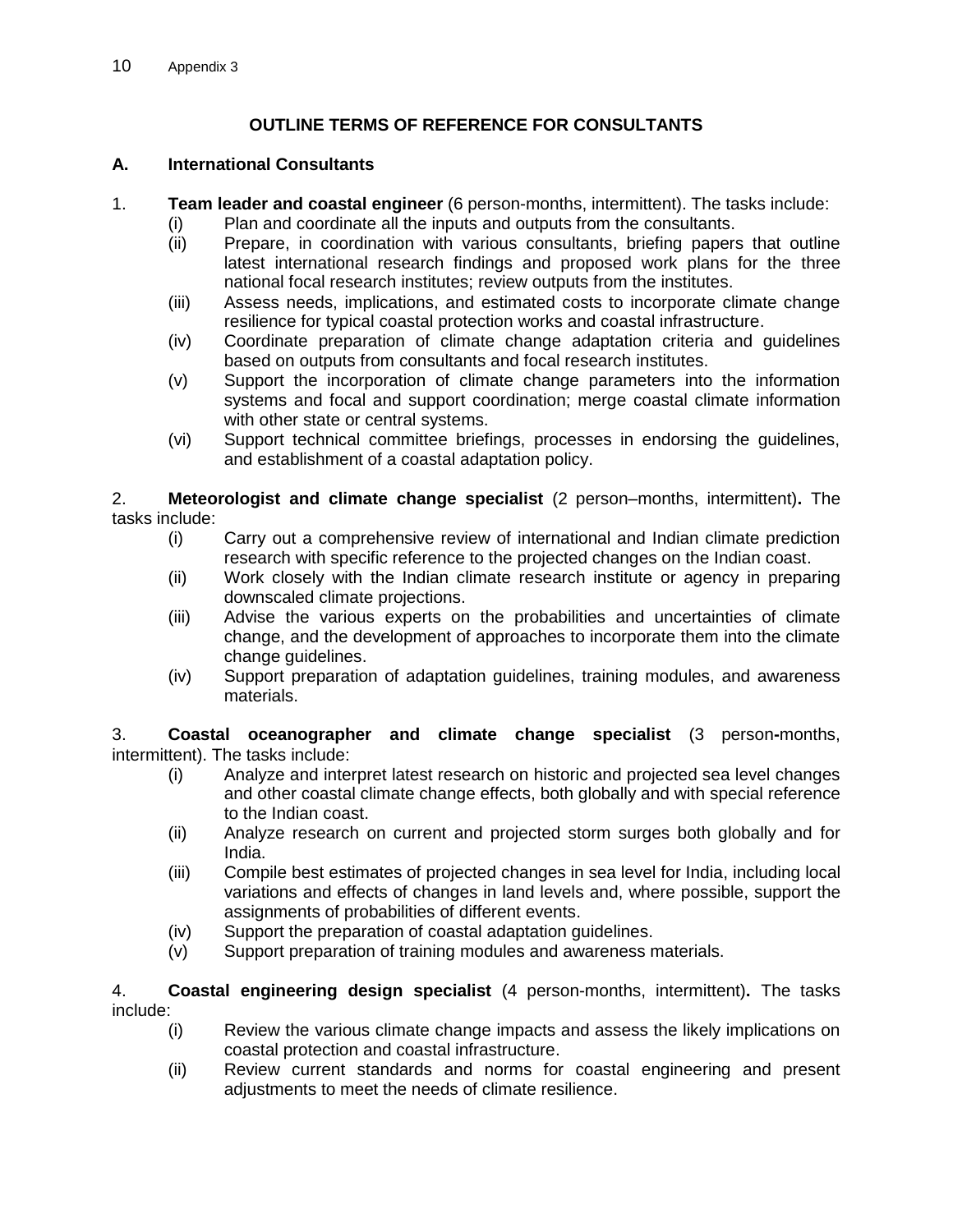## OUTLINE TERMS OF REFERENCE FOR CONSULTANTS

### A. International Consultants

1. **Team leader and coastal engineer** (6 person-months, intermittent). The tasks include:
   - (i) Plan and coordinate all the inputs and outputs from the consultants.
   - (ii) Prepare, in coordination with various consultants, briefing papers that outline latest international research findings and proposed work plans for the three national focal research institutes; review outputs from the institutes.
   - (iii) Assess needs, implications, and estimated costs to incorporate climate change resilience for typical coastal protection works and coastal infrastructure.
   - (iv) Coordinate preparation of climate change adaptation criteria and guidelines based on outputs from consultants and focal research institutes.
   - (v) Support the incorporation of climate change parameters into the information systems and focal and support coordination; merge coastal climate information with other state or central systems.
   - (vi) Support technical committee briefings, processes in endorsing the guidelines, and establishment of a coastal adaptation policy.

2. **Meteorologist and climate change specialist** (2 person–months, intermittent)**.** The tasks include:
   - (i) Carry out a comprehensive review of international and Indian climate prediction research with specific reference to the projected changes on the Indian coast.
   - (ii) Work closely with the Indian climate research institute or agency in preparing downscaled climate projections.
   - (iii) Advise the various experts on the probabilities and uncertainties of climate change, and the development of approaches to incorporate them into the climate change guidelines.
   - (iv) Support preparation of adaptation guidelines, training modules, and awareness materials.

3. **Coastal oceanographer and climate change specialist** (3 person**-**months, intermittent). The tasks include:
   - (i) Analyze and interpret latest research on historic and projected sea level changes and other coastal climate change effects, both globally and with special reference to the Indian coast.
   - (ii) Analyze research on current and projected storm surges both globally and for India.
   - (iii) Compile best estimates of projected changes in sea level for India, including local variations and effects of changes in land levels and, where possible, support the assignments of probabilities of different events.
   - (iv) Support the preparation of coastal adaptation guidelines.
   - (v) Support preparation of training modules and awareness materials.

4. **Coastal engineering design specialist** (4 person-months, intermittent)**.** The tasks include:
   - (i) Review the various climate change impacts and assess the likely implications on coastal protection and coastal infrastructure.
   - (ii) Review current standards and norms for coastal engineering and present adjustments to meet the needs of climate resilience.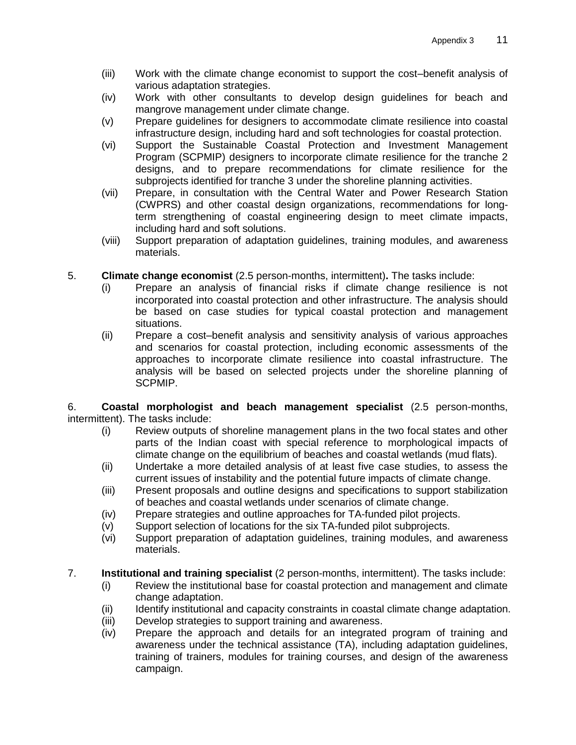(iii) Work with the climate change economist to support the cost–benefit analysis of various adaptation strategies.

(iv) Work with other consultants to develop design guidelines for beach and mangrove management under climate change.

(v) Prepare guidelines for designers to accommodate climate resilience into coastal infrastructure design, including hard and soft technologies for coastal protection.

(vi) Support the Sustainable Coastal Protection and Investment Management Program (SCPMIP) designers to incorporate climate resilience for the tranche 2 designs, and to prepare recommendations for climate resilience for the subprojects identified for tranche 3 under the shoreline planning activities.

(vii) Prepare, in consultation with the Central Water and Power Research Station (CWPRS) and other coastal design organizations, recommendations for long-term strengthening of coastal engineering design to meet climate impacts, including hard and soft solutions.

(viii) Support preparation of adaptation guidelines, training modules, and awareness materials.

5. **Climate change economist** (2.5 person-months, intermittent)**.** The tasks include:

(i) Prepare an analysis of financial risks if climate change resilience is not incorporated into coastal protection and other infrastructure. The analysis should be based on case studies for typical coastal protection and management situations.

(ii) Prepare a cost–benefit analysis and sensitivity analysis of various approaches and scenarios for coastal protection, including economic assessments of the approaches to incorporate climate resilience into coastal infrastructure. The analysis will be based on selected projects under the shoreline planning of SCPMIP.

6. **Coastal morphologist and beach management specialist** (2.5 person-months, intermittent). The tasks include:

(i) Review outputs of shoreline management plans in the two focal states and other parts of the Indian coast with special reference to morphological impacts of climate change on the equilibrium of beaches and coastal wetlands (mud flats).

(ii) Undertake a more detailed analysis of at least five case studies, to assess the current issues of instability and the potential future impacts of climate change.

(iii) Present proposals and outline designs and specifications to support stabilization of beaches and coastal wetlands under scenarios of climate change.

(iv) Prepare strategies and outline approaches for TA-funded pilot projects.

(v) Support selection of locations for the six TA-funded pilot subprojects.

(vi) Support preparation of adaptation guidelines, training modules, and awareness materials.

7. **Institutional and training specialist** (2 person-months, intermittent). The tasks include:

(i) Review the institutional base for coastal protection and management and climate change adaptation.

(ii) Identify institutional and capacity constraints in coastal climate change adaptation.

(iii) Develop strategies to support training and awareness.

(iv) Prepare the approach and details for an integrated program of training and awareness under the technical assistance (TA), including adaptation guidelines, training of trainers, modules for training courses, and design of the awareness campaign.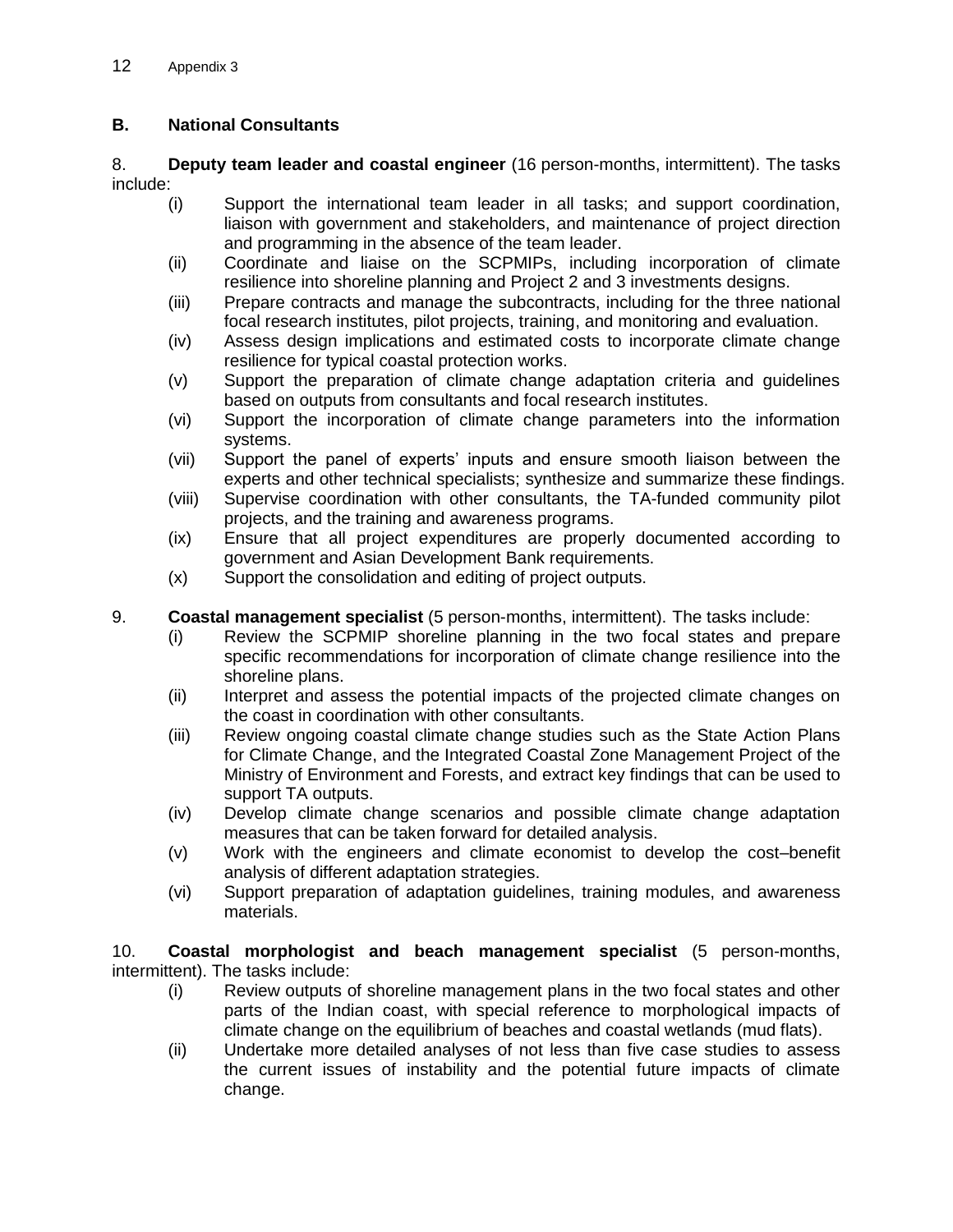## B. National Consultants

8. **Deputy team leader and coastal engineer** (16 person-months, intermittent). The tasks include:

(i) Support the international team leader in all tasks; and support coordination, liaison with government and stakeholders, and maintenance of project direction and programming in the absence of the team leader.
(ii) Coordinate and liaise on the SCPMIPs, including incorporation of climate resilience into shoreline planning and Project 2 and 3 investments designs.
(iii) Prepare contracts and manage the subcontracts, including for the three national focal research institutes, pilot projects, training, and monitoring and evaluation.
(iv) Assess design implications and estimated costs to incorporate climate change resilience for typical coastal protection works.
(v) Support the preparation of climate change adaptation criteria and guidelines based on outputs from consultants and focal research institutes.
(vi) Support the incorporation of climate change parameters into the information systems.
(vii) Support the panel of experts' inputs and ensure smooth liaison between the experts and other technical specialists; synthesize and summarize these findings.
(viii) Supervise coordination with other consultants, the TA-funded community pilot projects, and the training and awareness programs.
(ix) Ensure that all project expenditures are properly documented according to government and Asian Development Bank requirements.
(x) Support the consolidation and editing of project outputs.

9. **Coastal management specialist** (5 person-months, intermittent). The tasks include:

(i) Review the SCPMIP shoreline planning in the two focal states and prepare specific recommendations for incorporation of climate change resilience into the shoreline plans.
(ii) Interpret and assess the potential impacts of the projected climate changes on the coast in coordination with other consultants.
(iii) Review ongoing coastal climate change studies such as the State Action Plans for Climate Change, and the Integrated Coastal Zone Management Project of the Ministry of Environment and Forests, and extract key findings that can be used to support TA outputs.
(iv) Develop climate change scenarios and possible climate change adaptation measures that can be taken forward for detailed analysis.
(v) Work with the engineers and climate economist to develop the cost–benefit analysis of different adaptation strategies.
(vi) Support preparation of adaptation guidelines, training modules, and awareness materials.

10. **Coastal morphologist and beach management specialist** (5 person-months, intermittent). The tasks include:

(i) Review outputs of shoreline management plans in the two focal states and other parts of the Indian coast, with special reference to morphological impacts of climate change on the equilibrium of beaches and coastal wetlands (mud flats).
(ii) Undertake more detailed analyses of not less than five case studies to assess the current issues of instability and the potential future impacts of climate change.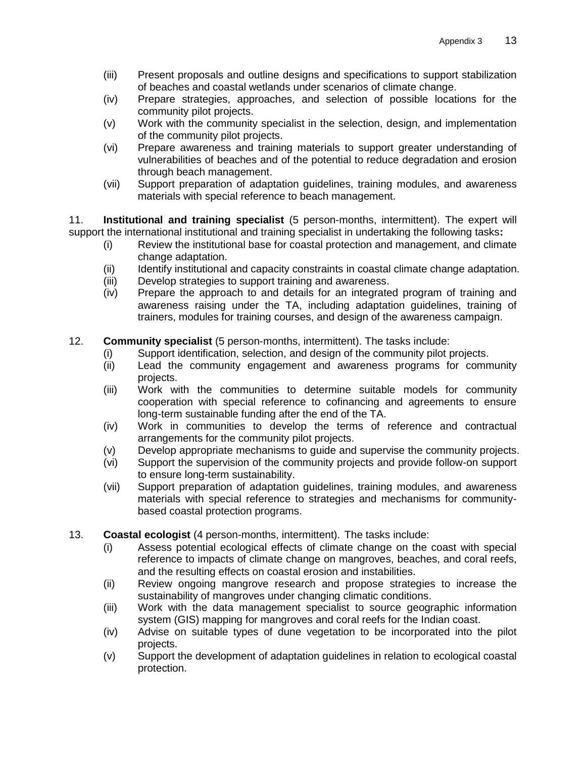(iii) Present proposals and outline designs and specifications to support stabilization of beaches and coastal wetlands under scenarios of climate change.

(iv) Prepare strategies, approaches, and selection of possible locations for the community pilot projects.

(v) Work with the community specialist in the selection, design, and implementation of the community pilot projects.

(vi) Prepare awareness and training materials to support greater understanding of vulnerabilities of beaches and of the potential to reduce degradation and erosion through beach management.

(vii) Support preparation of adaptation guidelines, training modules, and awareness materials with special reference to beach management.

11. **Institutional and training specialist** (5 person-months, intermittent). The expert will support the international institutional and training specialist in undertaking the following tasks**:**

(i) Review the institutional base for coastal protection and management, and climate change adaptation.

(ii) Identify institutional and capacity constraints in coastal climate change adaptation.

(iii) Develop strategies to support training and awareness.

(iv) Prepare the approach to and details for an integrated program of training and awareness raising under the TA, including adaptation guidelines, training of trainers, modules for training courses, and design of the awareness campaign.

12. **Community specialist** (5 person-months, intermittent). The tasks include:

(i) Support identification, selection, and design of the community pilot projects.

(ii) Lead the community engagement and awareness programs for community projects.

(iii) Work with the communities to determine suitable models for community cooperation with special reference to cofinancing and agreements to ensure long-term sustainable funding after the end of the TA.

(iv) Work in communities to develop the terms of reference and contractual arrangements for the community pilot projects.

(v) Develop appropriate mechanisms to guide and supervise the community projects.

(vi) Support the supervision of the community projects and provide follow-on support to ensure long-term sustainability.

(vii) Support preparation of adaptation guidelines, training modules, and awareness materials with special reference to strategies and mechanisms for community-based coastal protection programs.

13. **Coastal ecologist** (4 person-months, intermittent). The tasks include:

(i) Assess potential ecological effects of climate change on the coast with special reference to impacts of climate change on mangroves, beaches, and coral reefs, and the resulting effects on coastal erosion and instabilities.

(ii) Review ongoing mangrove research and propose strategies to increase the sustainability of mangroves under changing climatic conditions.

(iii) Work with the data management specialist to source geographic information system (GIS) mapping for mangroves and coral reefs for the Indian coast.

(iv) Advise on suitable types of dune vegetation to be incorporated into the pilot projects.

(v) Support the development of adaptation guidelines in relation to ecological coastal protection.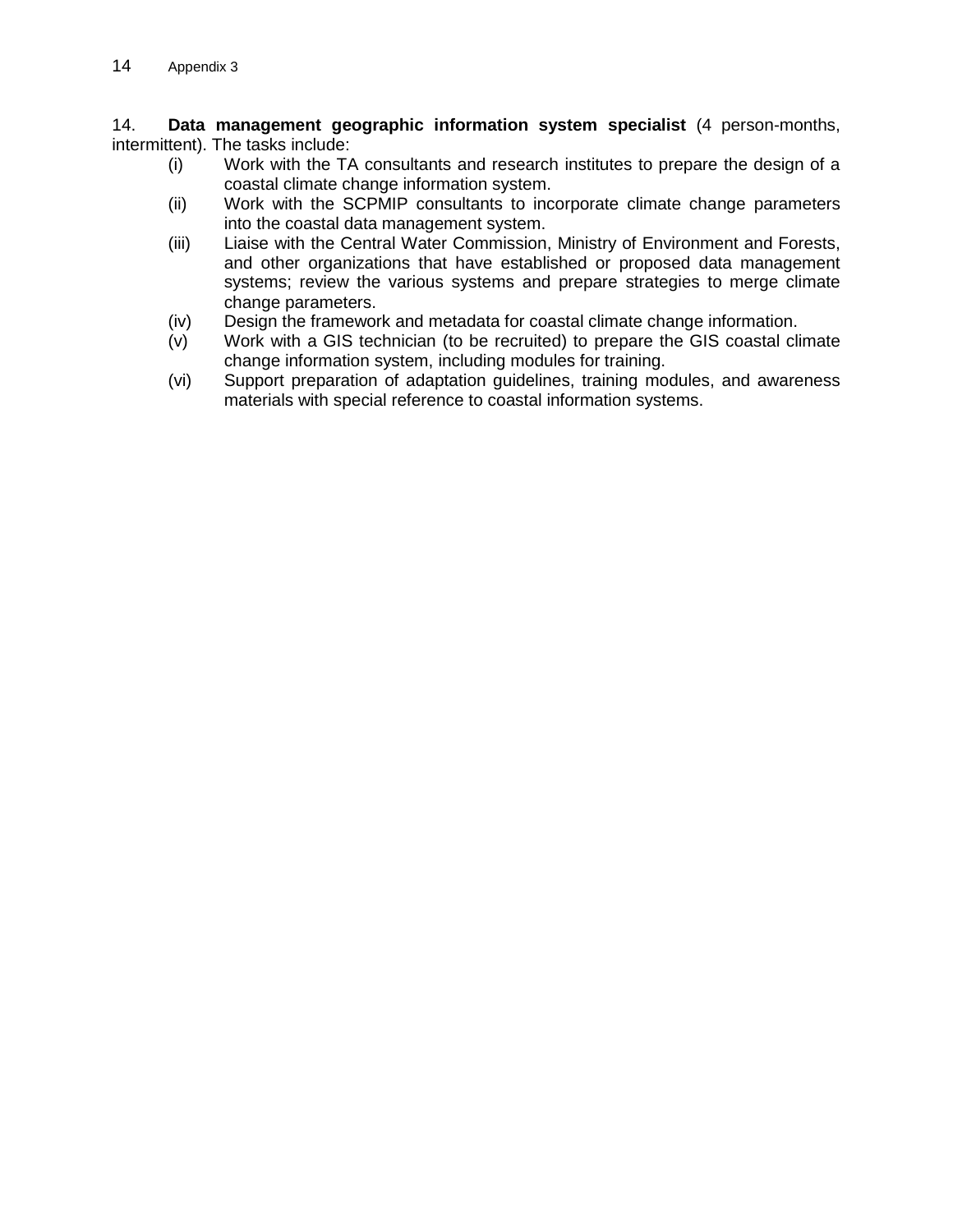14. **Data management geographic information system specialist** (4 person-months, intermittent). The tasks include:

(i) Work with the TA consultants and research institutes to prepare the design of a coastal climate change information system.

(ii) Work with the SCPMIP consultants to incorporate climate change parameters into the coastal data management system.

(iii) Liaise with the Central Water Commission, Ministry of Environment and Forests, and other organizations that have established or proposed data management systems; review the various systems and prepare strategies to merge climate change parameters.

(iv) Design the framework and metadata for coastal climate change information.

(v) Work with a GIS technician (to be recruited) to prepare the GIS coastal climate change information system, including modules for training.

(vi) Support preparation of adaptation guidelines, training modules, and awareness materials with special reference to coastal information systems.